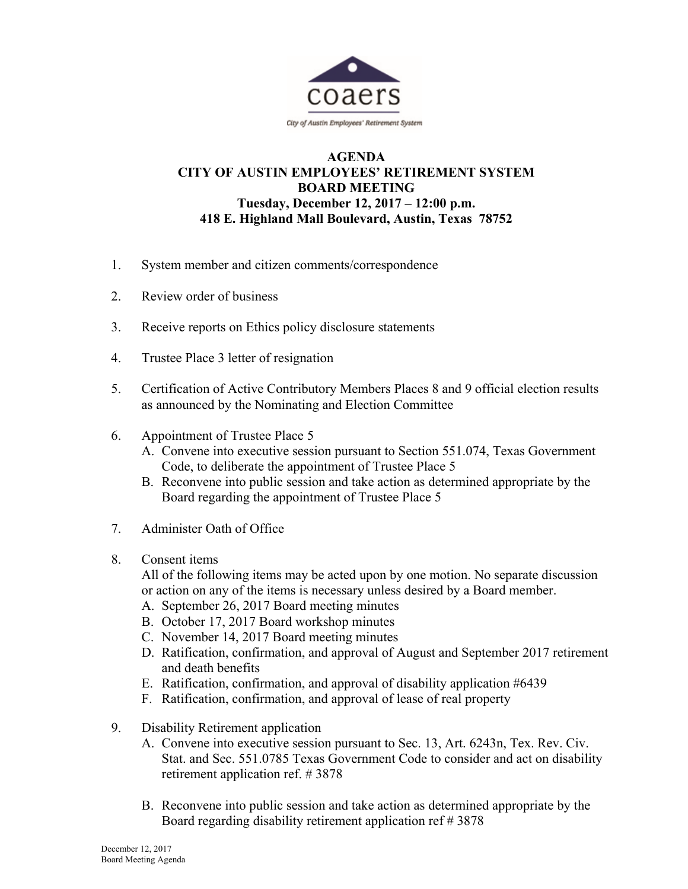coaers

City of Austin Employees' Retirement System

**AGENDA**
**CITY OF AUSTIN EMPLOYEES' RETIREMENT SYSTEM**
**BOARD MEETING**
**Tuesday, December 12, 2017 – 12:00 p.m.**
**418 E. Highland Mall Boulevard, Austin, Texas 78752**

1. System member and citizen comments/correspondence

2. Review order of business

3. Receive reports on Ethics policy disclosure statements

4. Trustee Place 3 letter of resignation

5. Certification of Active Contributory Members Places 8 and 9 official election results as announced by the Nominating and Election Committee

6. Appointment of Trustee Place 5
   - A. Convene into executive session pursuant to Section 551.074, Texas Government Code, to deliberate the appointment of Trustee Place 5
   - B. Reconvene into public session and take action as determined appropriate by the Board regarding the appointment of Trustee Place 5

7. Administer Oath of Office

8. Consent items

   All of the following items may be acted upon by one motion. No separate discussion or action on any of the items is necessary unless desired by a Board member.
   - A. September 26, 2017 Board meeting minutes
   - B. October 17, 2017 Board workshop minutes
   - C. November 14, 2017 Board meeting minutes
   - D. Ratification, confirmation, and approval of August and September 2017 retirement and death benefits
   - E. Ratification, confirmation, and approval of disability application #6439
   - F. Ratification, confirmation, and approval of lease of real property

9. Disability Retirement application
   - A. Convene into executive session pursuant to Sec. 13, Art. 6243n, Tex. Rev. Civ. Stat. and Sec. 551.0785 Texas Government Code to consider and act on disability retirement application ref. # 3878
   - B. Reconvene into public session and take action as determined appropriate by the Board regarding disability retirement application ref # 3878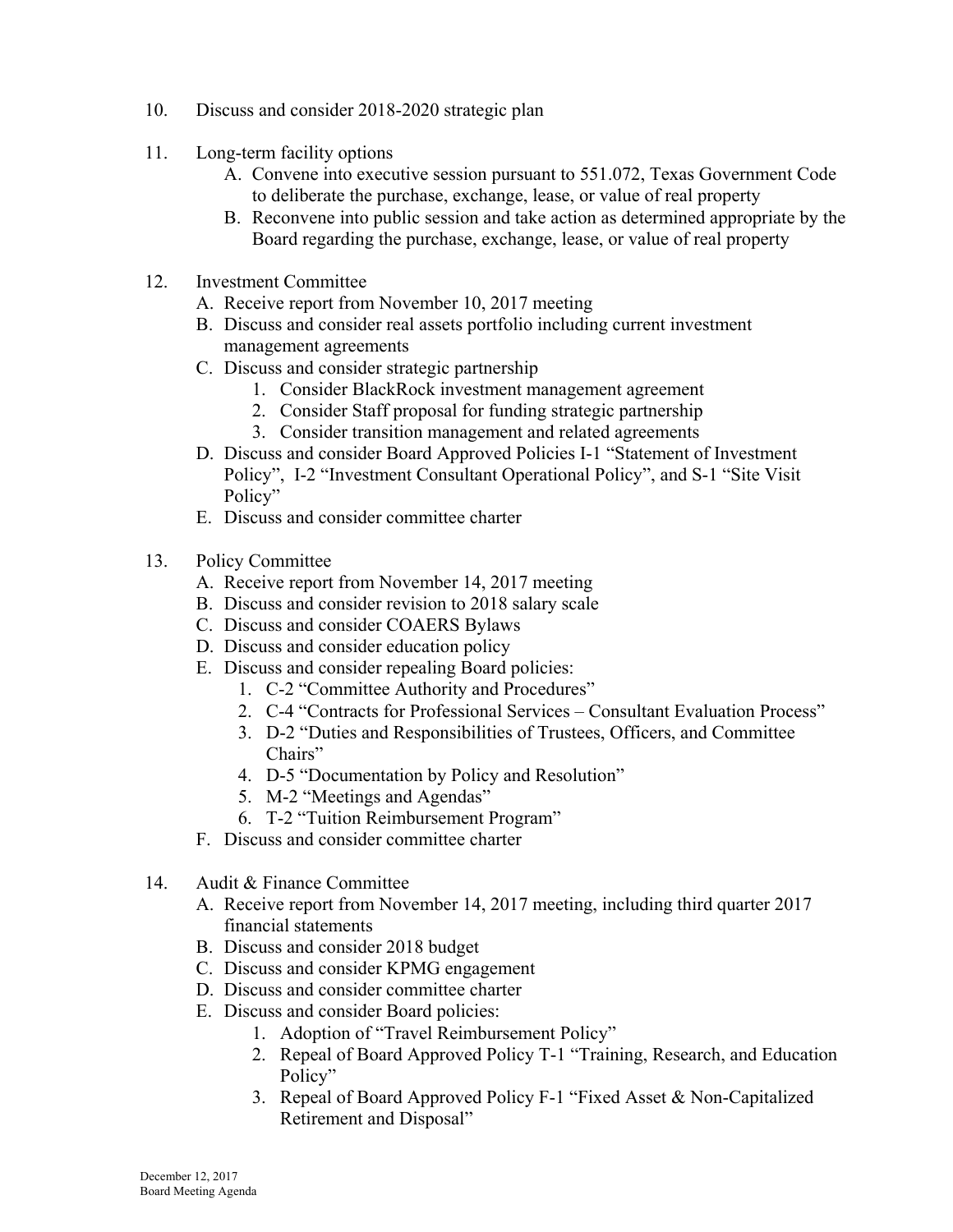10. Discuss and consider 2018-2020 strategic plan

11. Long-term facility options
    - A. Convene into executive session pursuant to 551.072, Texas Government Code to deliberate the purchase, exchange, lease, or value of real property
    - B. Reconvene into public session and take action as determined appropriate by the Board regarding the purchase, exchange, lease, or value of real property

12. Investment Committee
    - A. Receive report from November 10, 2017 meeting
    - B. Discuss and consider real assets portfolio including current investment management agreements
    - C. Discuss and consider strategic partnership
        1. Consider BlackRock investment management agreement
        2. Consider Staff proposal for funding strategic partnership
        3. Consider transition management and related agreements
    - D. Discuss and consider Board Approved Policies I-1 "Statement of Investment Policy", I-2 "Investment Consultant Operational Policy", and S-1 "Site Visit Policy"
    - E. Discuss and consider committee charter

13. Policy Committee
    - A. Receive report from November 14, 2017 meeting
    - B. Discuss and consider revision to 2018 salary scale
    - C. Discuss and consider COAERS Bylaws
    - D. Discuss and consider education policy
    - E. Discuss and consider repealing Board policies:
        1. C-2 "Committee Authority and Procedures"
        2. C-4 "Contracts for Professional Services – Consultant Evaluation Process"
        3. D-2 "Duties and Responsibilities of Trustees, Officers, and Committee Chairs"
        4. D-5 "Documentation by Policy and Resolution"
        5. M-2 "Meetings and Agendas"
        6. T-2 "Tuition Reimbursement Program"
    - F. Discuss and consider committee charter

14. Audit & Finance Committee
    - A. Receive report from November 14, 2017 meeting, including third quarter 2017 financial statements
    - B. Discuss and consider 2018 budget
    - C. Discuss and consider KPMG engagement
    - D. Discuss and consider committee charter
    - E. Discuss and consider Board policies:
        1. Adoption of "Travel Reimbursement Policy"
        2. Repeal of Board Approved Policy T-1 "Training, Research, and Education Policy"
        3. Repeal of Board Approved Policy F-1 "Fixed Asset & Non-Capitalized Retirement and Disposal"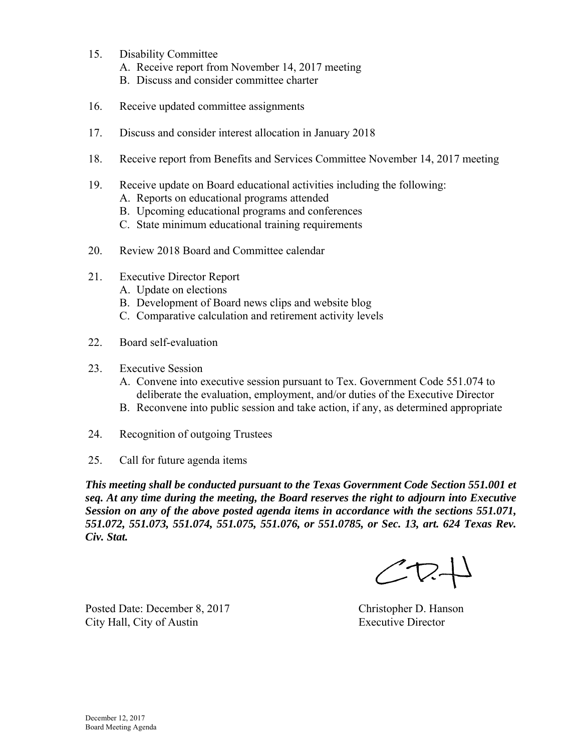15. Disability Committee
    A. Receive report from November 14, 2017 meeting
    B. Discuss and consider committee charter

16. Receive updated committee assignments

17. Discuss and consider interest allocation in January 2018

18. Receive report from Benefits and Services Committee November 14, 2017 meeting

19. Receive update on Board educational activities including the following:
    A. Reports on educational programs attended
    B. Upcoming educational programs and conferences
    C. State minimum educational training requirements

20. Review 2018 Board and Committee calendar

21. Executive Director Report
    A. Update on elections
    B. Development of Board news clips and website blog
    C. Comparative calculation and retirement activity levels

22. Board self-evaluation

23. Executive Session
    A. Convene into executive session pursuant to Tex. Government Code 551.074 to deliberate the evaluation, employment, and/or duties of the Executive Director
    B. Reconvene into public session and take action, if any, as determined appropriate

24. Recognition of outgoing Trustees

25. Call for future agenda items

***This meeting shall be conducted pursuant to the Texas Government Code Section 551.001 et seq. At any time during the meeting, the Board reserves the right to adjourn into Executive Session on any of the above posted agenda items in accordance with the sections 551.071, 551.072, 551.073, 551.074, 551.075, 551.076, or 551.0785, or Sec. 13, art. 624 Texas Rev. Civ. Stat.***

Posted Date: December 8, 2017
City Hall, City of Austin

Christopher D. Hanson
Executive Director